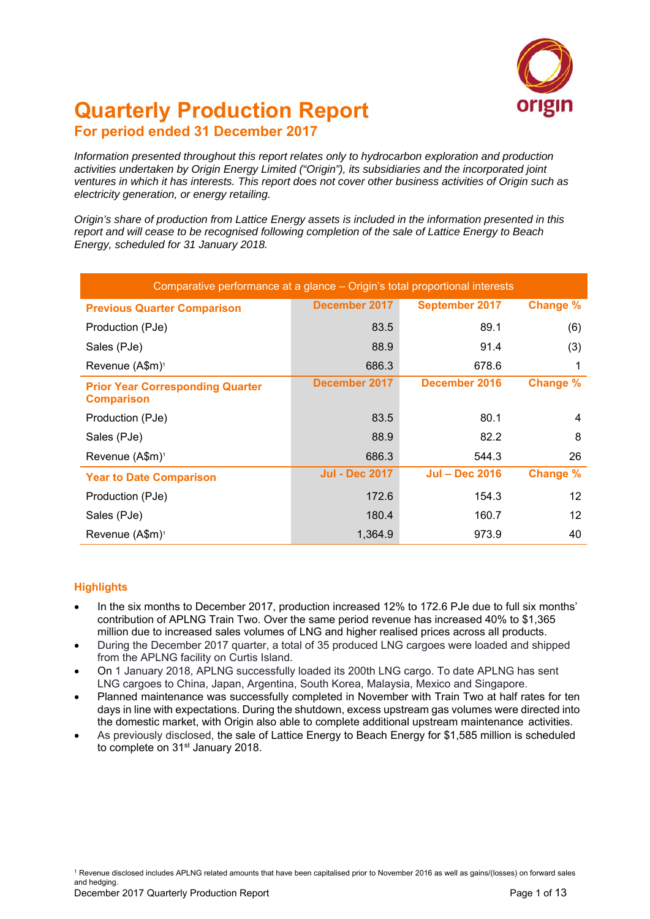# Quarterly Production Report

## For period ended 31 December 2017

*Information presented throughout this report relates only to hydrocarbon exploration and production activities undertaken by Origin Energy Limited ("Origin"), its subsidiaries and the incorporated joint ventures in which it has interests. This report does not cover other business activities of Origin such as electricity generation, or energy retailing.*

*Origin's share of production from Lattice Energy assets is included in the information presented in this report and will cease to be recognised following completion of the sale of Lattice Energy to Beach Energy, scheduled for 31 January 2018.*

| Comparative performance at a glance – Origin's total proportional interests | | | |
|---|---|---|---|
| **Previous Quarter Comparison** | **December 2017** | **September 2017** | **Change %** |
| Production (PJe) | 83.5 | 89.1 | (6) |
| Sales (PJe) | 88.9 | 91.4 | (3) |
| Revenue (A$m)[1] | 686.3 | 678.6 | 1 |
| **Prior Year Corresponding Quarter Comparison** | **December 2017** | **December 2016** | **Change %** |
| Production (PJe) | 83.5 | 80.1 | 4 |
| Sales (PJe) | 88.9 | 82.2 | 8 |
| Revenue (A$m)[1] | 686.3 | 544.3 | 26 |
| **Year to Date Comparison** | **Jul - Dec 2017** | **Jul – Dec 2016** | **Change %** |
| Production (PJe) | 172.6 | 154.3 | 12 |
| Sales (PJe) | 180.4 | 160.7 | 12 |
| Revenue (A$m)[1] | 1,364.9 | 973.9 | 40 |

### Highlights

- In the six months to December 2017, production increased 12% to 172.6 PJe due to full six months' contribution of APLNG Train Two. Over the same period revenue has increased 40% to $1,365 million due to increased sales volumes of LNG and higher realised prices across all products.
- During the December 2017 quarter, a total of 35 produced LNG cargoes were loaded and shipped from the APLNG facility on Curtis Island.
- On 1 January 2018, APLNG successfully loaded its 200th LNG cargo. To date APLNG has sent LNG cargoes to China, Japan, Argentina, South Korea, Malaysia, Mexico and Singapore.
- Planned maintenance was successfully completed in November with Train Two at half rates for ten days in line with expectations. During the shutdown, excess upstream gas volumes were directed into the domestic market, with Origin also able to complete additional upstream maintenance activities.
- As previously disclosed, the sale of Lattice Energy to Beach Energy for $1,585 million is scheduled to complete on 31st January 2018.

[1] Revenue disclosed includes APLNG related amounts that have been capitalised prior to November 2016 as well as gains/(losses) on forward sales and hedging.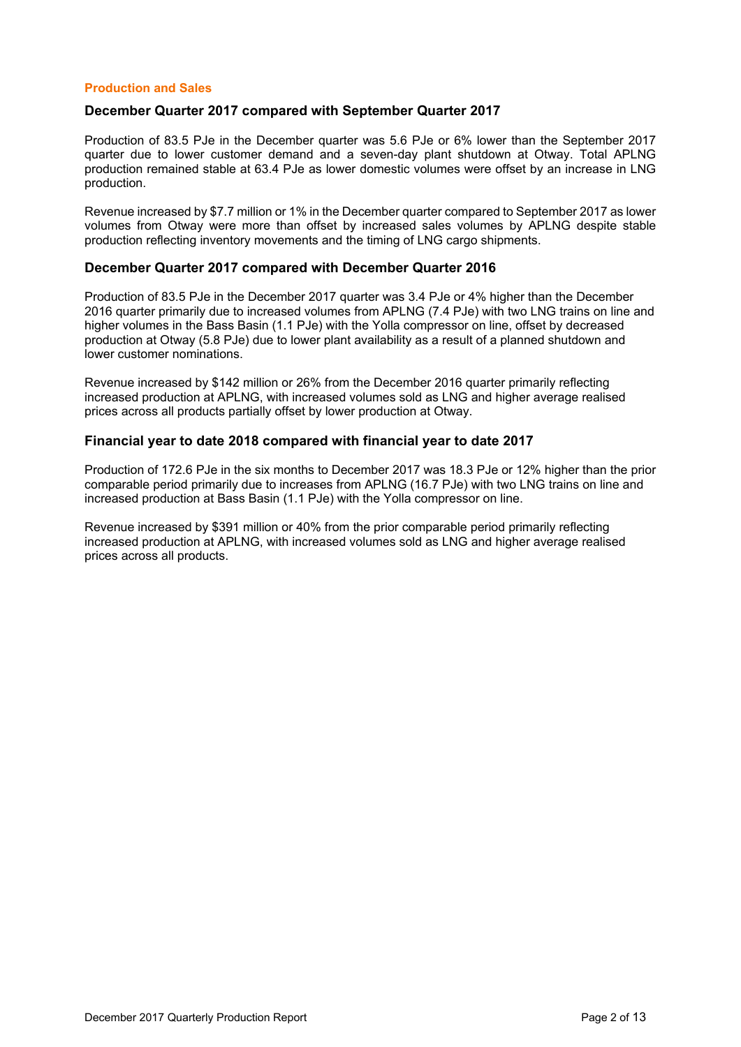## Production and Sales

### December Quarter 2017 compared with September Quarter 2017

Production of 83.5 PJe in the December quarter was 5.6 PJe or 6% lower than the September 2017 quarter due to lower customer demand and a seven-day plant shutdown at Otway. Total APLNG production remained stable at 63.4 PJe as lower domestic volumes were offset by an increase in LNG production.

Revenue increased by $7.7 million or 1% in the December quarter compared to September 2017 as lower volumes from Otway were more than offset by increased sales volumes by APLNG despite stable production reflecting inventory movements and the timing of LNG cargo shipments.

### December Quarter 2017 compared with December Quarter 2016

Production of 83.5 PJe in the December 2017 quarter was 3.4 PJe or 4% higher than the December 2016 quarter primarily due to increased volumes from APLNG (7.4 PJe) with two LNG trains on line and higher volumes in the Bass Basin (1.1 PJe) with the Yolla compressor on line, offset by decreased production at Otway (5.8 PJe) due to lower plant availability as a result of a planned shutdown and lower customer nominations.

Revenue increased by $142 million or 26% from the December 2016 quarter primarily reflecting increased production at APLNG, with increased volumes sold as LNG and higher average realised prices across all products partially offset by lower production at Otway.

### Financial year to date 2018 compared with financial year to date 2017

Production of 172.6 PJe in the six months to December 2017 was 18.3 PJe or 12% higher than the prior comparable period primarily due to increases from APLNG (16.7 PJe) with two LNG trains on line and increased production at Bass Basin (1.1 PJe) with the Yolla compressor on line.

Revenue increased by $391 million or 40% from the prior comparable period primarily reflecting increased production at APLNG, with increased volumes sold as LNG and higher average realised prices across all products.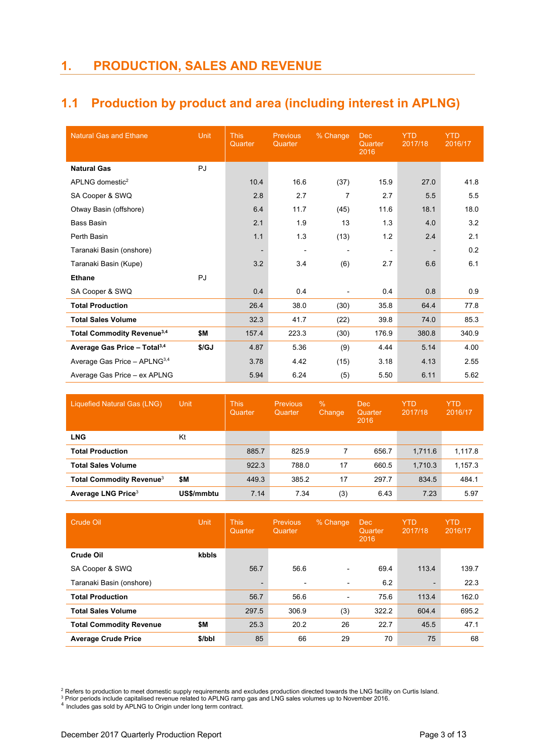# 1. PRODUCTION, SALES AND REVENUE

## 1.1 Production by product and area (including interest in APLNG)

| Natural Gas and Ethane | Unit | This Quarter | Previous Quarter | % Change | Dec Quarter 2016 | YTD 2017/18 | YTD 2016/17 |
|---|---|---|---|---|---|---|---|
| **Natural Gas** | PJ | | | | | | |
| APLNG domestic[2] | | 10.4 | 16.6 | (37) | 15.9 | 27.0 | 41.8 |
| SA Cooper & SWQ | | 2.8 | 2.7 | 7 | 2.7 | 5.5 | 5.5 |
| Otway Basin (offshore) | | 6.4 | 11.7 | (45) | 11.6 | 18.1 | 18.0 |
| Bass Basin | | 2.1 | 1.9 | 13 | 1.3 | 4.0 | 3.2 |
| Perth Basin | | 1.1 | 1.3 | (13) | 1.2 | 2.4 | 2.1 |
| Taranaki Basin (onshore) | | - | - | - | - | - | 0.2 |
| Taranaki Basin (Kupe) | | 3.2 | 3.4 | (6) | 2.7 | 6.6 | 6.1 |
| **Ethane** | PJ | | | | | | |
| SA Cooper & SWQ | | 0.4 | 0.4 | - | 0.4 | 0.8 | 0.9 |
| **Total Production** | | 26.4 | 38.0 | (30) | 35.8 | 64.4 | 77.8 |
| **Total Sales Volume** | | 32.3 | 41.7 | (22) | 39.8 | 74.0 | 85.3 |
| **Total Commodity Revenue[3,4]** | **$M** | 157.4 | 223.3 | (30) | 176.9 | 380.8 | 340.9 |
| **Average Gas Price – Total[3,4]** | **$/GJ** | 4.87 | 5.36 | (9) | 4.44 | 5.14 | 4.00 |
| Average Gas Price – APLNG[3,4] | | 3.78 | 4.42 | (15) | 3.18 | 4.13 | 2.55 |
| Average Gas Price – ex APLNG | | 5.94 | 6.24 | (5) | 5.50 | 6.11 | 5.62 |

| Liquefied Natural Gas (LNG) | Unit | This Quarter | Previous Quarter | % Change | Dec Quarter 2016 | YTD 2017/18 | YTD 2016/17 |
|---|---|---|---|---|---|---|---|
| **LNG** | Kt | | | | | | |
| **Total Production** | | 885.7 | 825.9 | 7 | 656.7 | 1,711.6 | 1,117.8 |
| **Total Sales Volume** | | 922.3 | 788.0 | 17 | 660.5 | 1,710.3 | 1,157.3 |
| **Total Commodity Revenue[3]** | **$M** | 449.3 | 385.2 | 17 | 297.7 | 834.5 | 484.1 |
| **Average LNG Price[3]** | **US$/mmbtu** | 7.14 | 7.34 | (3) | 6.43 | 7.23 | 5.97 |

| Crude Oil | Unit | This Quarter | Previous Quarter | % Change | Dec Quarter 2016 | YTD 2017/18 | YTD 2016/17 |
|---|---|---|---|---|---|---|---|
| **Crude Oil** | **kbbls** | | | | | | |
| SA Cooper & SWQ | | 56.7 | 56.6 | - | 69.4 | 113.4 | 139.7 |
| Taranaki Basin (onshore) | | - | - | - | 6.2 | - | 22.3 |
| **Total Production** | | 56.7 | 56.6 | - | 75.6 | 113.4 | 162.0 |
| **Total Sales Volume** | | 297.5 | 306.9 | (3) | 322.2 | 604.4 | 695.2 |
| **Total Commodity Revenue** | **$M** | 25.3 | 20.2 | 26 | 22.7 | 45.5 | 47.1 |
| **Average Crude Price** | **$/bbl** | 85 | 66 | 29 | 70 | 75 | 68 |

[2] Refers to production to meet domestic supply requirements and excludes production directed towards the LNG facility on Curtis Island.
[3] Prior periods include capitalised revenue related to APLNG ramp gas and LNG sales volumes up to November 2016.
[4] Includes gas sold by APLNG to Origin under long term contract.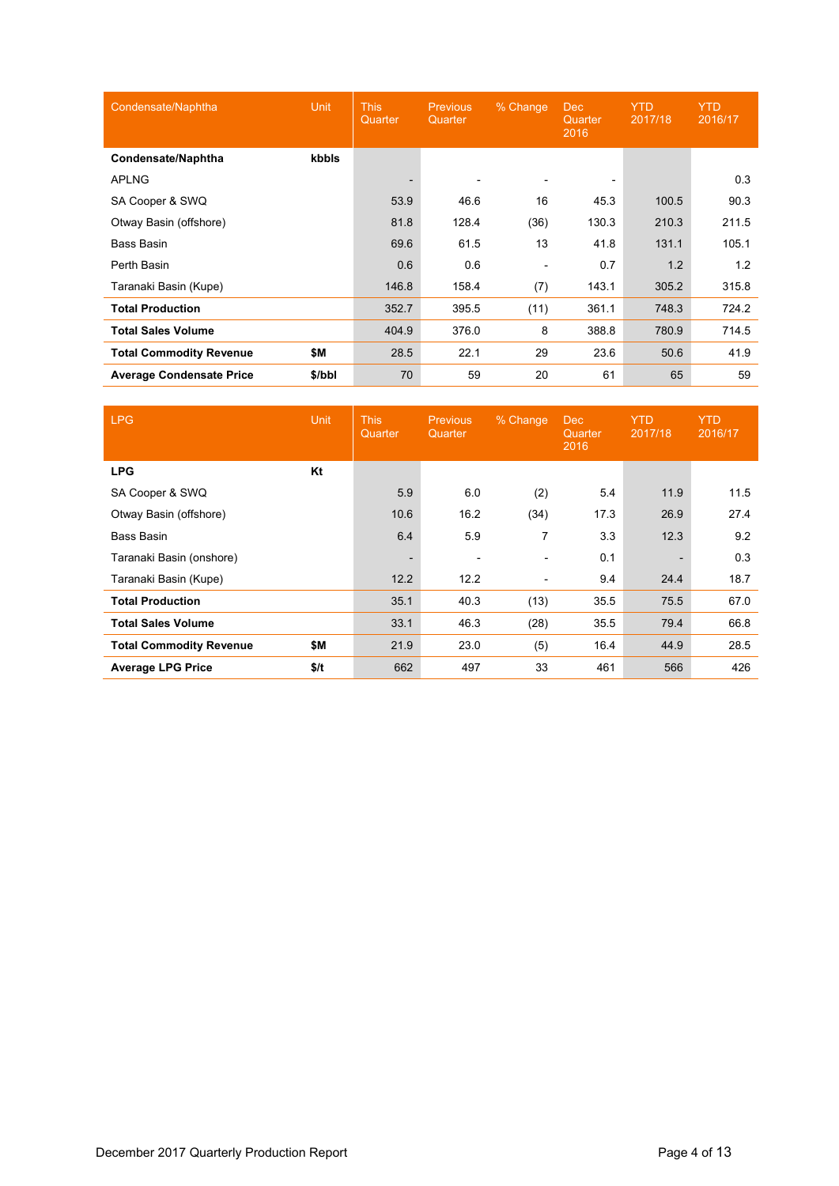| Condensate/Naphtha | Unit | This Quarter | Previous Quarter | % Change | Dec Quarter 2016 | YTD 2017/18 | YTD 2016/17 |
|---|---|---|---|---|---|---|---|
| **Condensate/Naphtha** | **kbbls** | | | | | | |
| APLNG | | - | - | - | - | | 0.3 |
| SA Cooper & SWQ | | 53.9 | 46.6 | 16 | 45.3 | 100.5 | 90.3 |
| Otway Basin (offshore) | | 81.8 | 128.4 | (36) | 130.3 | 210.3 | 211.5 |
| Bass Basin | | 69.6 | 61.5 | 13 | 41.8 | 131.1 | 105.1 |
| Perth Basin | | 0.6 | 0.6 | - | 0.7 | 1.2 | 1.2 |
| Taranaki Basin (Kupe) | | 146.8 | 158.4 | (7) | 143.1 | 305.2 | 315.8 |
| **Total Production** | | 352.7 | 395.5 | (11) | 361.1 | 748.3 | 724.2 |
| **Total Sales Volume** | | 404.9 | 376.0 | 8 | 388.8 | 780.9 | 714.5 |
| **Total Commodity Revenue** | **$M** | 28.5 | 22.1 | 29 | 23.6 | 50.6 | 41.9 |
| **Average Condensate Price** | **$/bbl** | 70 | 59 | 20 | 61 | 65 | 59 |

| LPG | Unit | This Quarter | Previous Quarter | % Change | Dec Quarter 2016 | YTD 2017/18 | YTD 2016/17 |
|---|---|---|---|---|---|---|---|
| **LPG** | **Kt** | | | | | | |
| SA Cooper & SWQ | | 5.9 | 6.0 | (2) | 5.4 | 11.9 | 11.5 |
| Otway Basin (offshore) | | 10.6 | 16.2 | (34) | 17.3 | 26.9 | 27.4 |
| Bass Basin | | 6.4 | 5.9 | 7 | 3.3 | 12.3 | 9.2 |
| Taranaki Basin (onshore) | | - | - | - | 0.1 | - | 0.3 |
| Taranaki Basin (Kupe) | | 12.2 | 12.2 | - | 9.4 | 24.4 | 18.7 |
| **Total Production** | | 35.1 | 40.3 | (13) | 35.5 | 75.5 | 67.0 |
| **Total Sales Volume** | | 33.1 | 46.3 | (28) | 35.5 | 79.4 | 66.8 |
| **Total Commodity Revenue** | **$M** | 21.9 | 23.0 | (5) | 16.4 | 44.9 | 28.5 |
| **Average LPG Price** | **$/t** | 662 | 497 | 33 | 461 | 566 | 426 |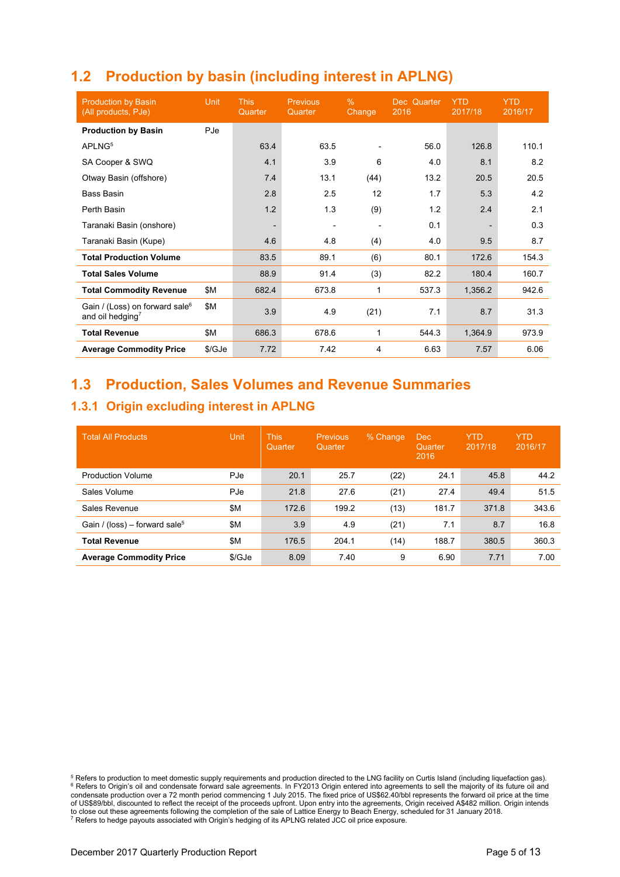## 1.2 Production by basin (including interest in APLNG)

| Production by Basin (All products, PJe) | Unit | This Quarter | Previous Quarter | % Change | Dec Quarter 2016 | YTD 2017/18 | YTD 2016/17 |
|---|---|---|---|---|---|---|---|
| **Production by Basin** | PJe | | | | | | |
| APLNG[5] | | 63.4 | 63.5 | - | 56.0 | 126.8 | 110.1 |
| SA Cooper & SWQ | | 4.1 | 3.9 | 6 | 4.0 | 8.1 | 8.2 |
| Otway Basin (offshore) | | 7.4 | 13.1 | (44) | 13.2 | 20.5 | 20.5 |
| Bass Basin | | 2.8 | 2.5 | 12 | 1.7 | 5.3 | 4.2 |
| Perth Basin | | 1.2 | 1.3 | (9) | 1.2 | 2.4 | 2.1 |
| Taranaki Basin (onshore) | | - | - | - | 0.1 | - | 0.3 |
| Taranaki Basin (Kupe) | | 4.6 | 4.8 | (4) | 4.0 | 9.5 | 8.7 |
| **Total Production Volume** | | 83.5 | 89.1 | (6) | 80.1 | 172.6 | 154.3 |
| **Total Sales Volume** | | 88.9 | 91.4 | (3) | 82.2 | 180.4 | 160.7 |
| **Total Commodity Revenue** | $M | 682.4 | 673.8 | 1 | 537.3 | 1,356.2 | 942.6 |
| Gain / (Loss) on forward sale[6] and oil hedging[7] | $M | 3.9 | 4.9 | (21) | 7.1 | 8.7 | 31.3 |
| **Total Revenue** | $M | 686.3 | 678.6 | 1 | 544.3 | 1,364.9 | 973.9 |
| **Average Commodity Price** | $/GJe | 7.72 | 7.42 | 4 | 6.63 | 7.57 | 6.06 |

## 1.3 Production, Sales Volumes and Revenue Summaries

### 1.3.1 Origin excluding interest in APLNG

| Total All Products | Unit | This Quarter | Previous Quarter | % Change | Dec Quarter 2016 | YTD 2017/18 | YTD 2016/17 |
|---|---|---|---|---|---|---|---|
| Production Volume | PJe | 20.1 | 25.7 | (22) | 24.1 | 45.8 | 44.2 |
| Sales Volume | PJe | 21.8 | 27.6 | (21) | 27.4 | 49.4 | 51.5 |
| Sales Revenue | $M | 172.6 | 199.2 | (13) | 181.7 | 371.8 | 343.6 |
| Gain / (loss) – forward sale[5] | $M | 3.9 | 4.9 | (21) | 7.1 | 8.7 | 16.8 |
| **Total Revenue** | $M | 176.5 | 204.1 | (14) | 188.7 | 380.5 | 360.3 |
| **Average Commodity Price** | $/GJe | 8.09 | 7.40 | 9 | 6.90 | 7.71 | 7.00 |

[5] Refers to production to meet domestic supply requirements and production directed to the LNG facility on Curtis Island (including liquefaction gas).
[6] Refers to Origin's oil and condensate forward sale agreements. In FY2013 Origin entered into agreements to sell the majority of its future oil and condensate production over a 72 month period commencing 1 July 2015. The fixed price of US$62.40/bbl represents the forward oil price at the time of US$89/bbl, discounted to reflect the receipt of the proceeds upfront. Upon entry into the agreements, Origin received A$482 million. Origin intends to close out these agreements following the completion of the sale of Lattice Energy to Beach Energy, scheduled for 31 January 2018.
[7] Refers to hedge payouts associated with Origin's hedging of its APLNG related JCC oil price exposure.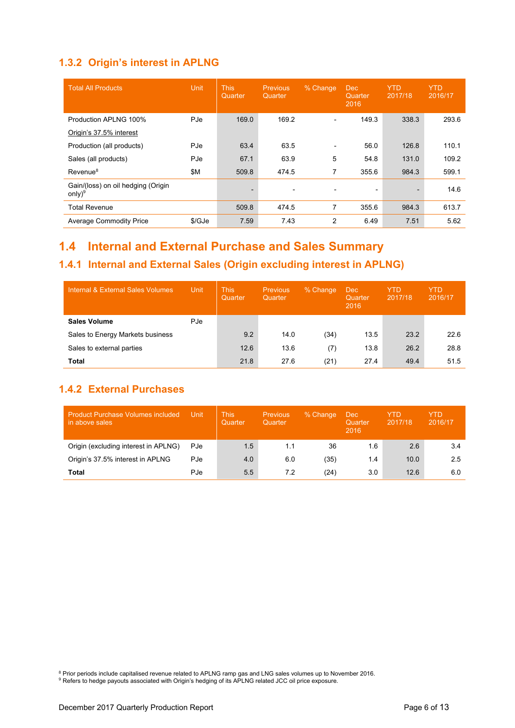### 1.3.2 Origin's interest in APLNG

| Total All Products | Unit | This Quarter | Previous Quarter | % Change | Dec Quarter 2016 | YTD 2017/18 | YTD 2016/17 |
|---|---|---|---|---|---|---|---|
| Production APLNG 100% | PJe | 169.0 | 169.2 | - | 149.3 | 338.3 | 293.6 |
| Origin's 37.5% interest | | | | | | | |
| Production (all products) | PJe | 63.4 | 63.5 | - | 56.0 | 126.8 | 110.1 |
| Sales (all products) | PJe | 67.1 | 63.9 | 5 | 54.8 | 131.0 | 109.2 |
| Revenue[8] | $M | 509.8 | 474.5 | 7 | 355.6 | 984.3 | 599.1 |
| Gain/(loss) on oil hedging (Origin only)[9] | | - | - | - | - | - | 14.6 |
| Total Revenue | | 509.8 | 474.5 | 7 | 355.6 | 984.3 | 613.7 |
| Average Commodity Price | $/GJe | 7.59 | 7.43 | 2 | 6.49 | 7.51 | 5.62 |

## 1.4 Internal and External Purchase and Sales Summary

### 1.4.1 Internal and External Sales (Origin excluding interest in APLNG)

| Internal & External Sales Volumes | Unit | This Quarter | Previous Quarter | % Change | Dec Quarter 2016 | YTD 2017/18 | YTD 2016/17 |
|---|---|---|---|---|---|---|---|
| **Sales Volume** | PJe | | | | | | |
| Sales to Energy Markets business | | 9.2 | 14.0 | (34) | 13.5 | 23.2 | 22.6 |
| Sales to external parties | | 12.6 | 13.6 | (7) | 13.8 | 26.2 | 28.8 |
| **Total** | | 21.8 | 27.6 | (21) | 27.4 | 49.4 | 51.5 |

### 1.4.2 External Purchases

| Product Purchase Volumes included in above sales | Unit | This Quarter | Previous Quarter | % Change | Dec Quarter 2016 | YTD 2017/18 | YTD 2016/17 |
|---|---|---|---|---|---|---|---|
| Origin (excluding interest in APLNG) | PJe | 1.5 | 1.1 | 36 | 1.6 | 2.6 | 3.4 |
| Origin's 37.5% interest in APLNG | PJe | 4.0 | 6.0 | (35) | 1.4 | 10.0 | 2.5 |
| **Total** | PJe | 5.5 | 7.2 | (24) | 3.0 | 12.6 | 6.0 |

[8] Prior periods include capitalised revenue related to APLNG ramp gas and LNG sales volumes up to November 2016.
[9] Refers to hedge payouts associated with Origin's hedging of its APLNG related JCC oil price exposure.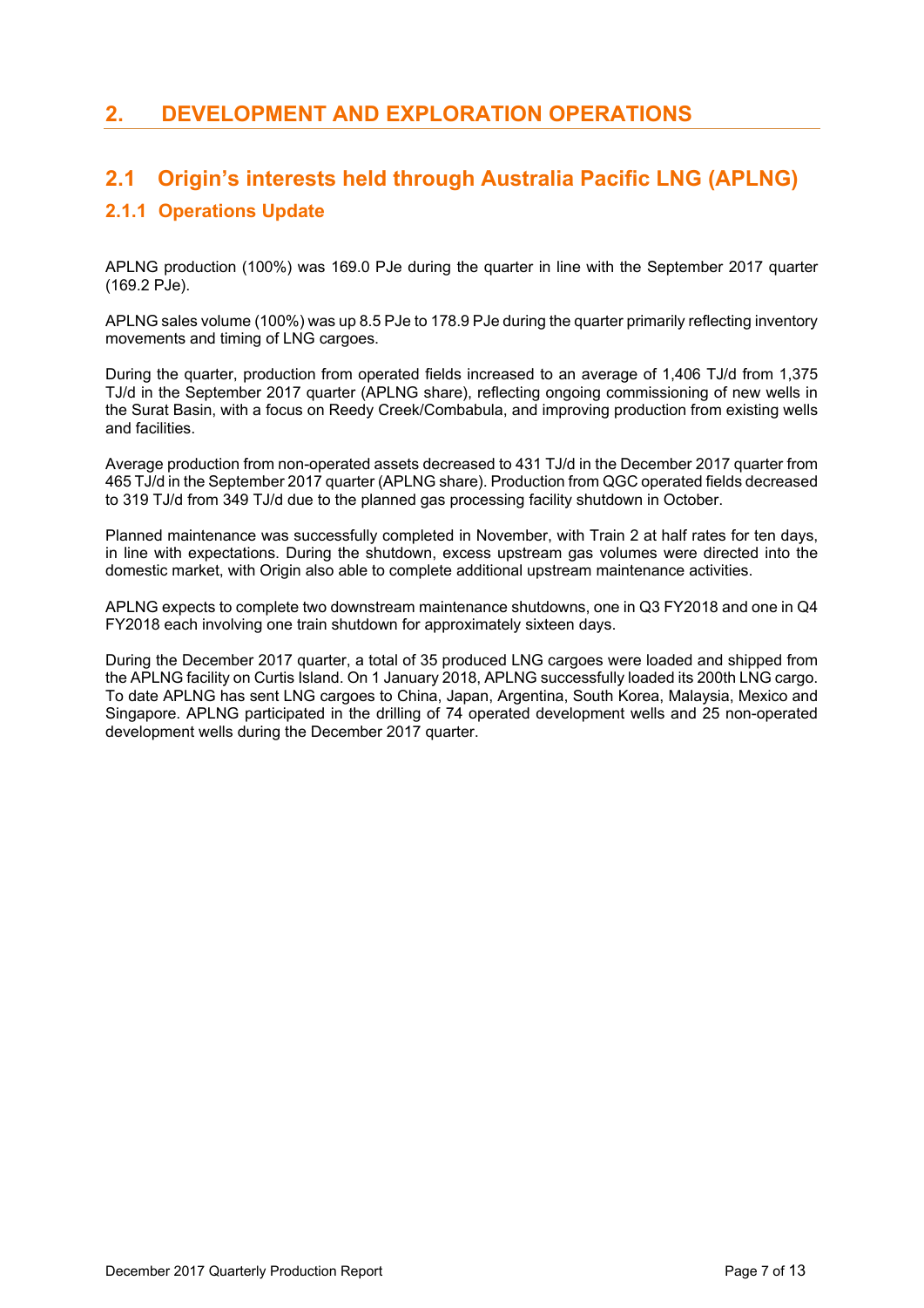# 2. DEVELOPMENT AND EXPLORATION OPERATIONS

## 2.1 Origin's interests held through Australia Pacific LNG (APLNG)

### 2.1.1 Operations Update

APLNG production (100%) was 169.0 PJe during the quarter in line with the September 2017 quarter (169.2 PJe).

APLNG sales volume (100%) was up 8.5 PJe to 178.9 PJe during the quarter primarily reflecting inventory movements and timing of LNG cargoes.

During the quarter, production from operated fields increased to an average of 1,406 TJ/d from 1,375 TJ/d in the September 2017 quarter (APLNG share), reflecting ongoing commissioning of new wells in the Surat Basin, with a focus on Reedy Creek/Combabula, and improving production from existing wells and facilities.

Average production from non-operated assets decreased to 431 TJ/d in the December 2017 quarter from 465 TJ/d in the September 2017 quarter (APLNG share). Production from QGC operated fields decreased to 319 TJ/d from 349 TJ/d due to the planned gas processing facility shutdown in October.

Planned maintenance was successfully completed in November, with Train 2 at half rates for ten days, in line with expectations. During the shutdown, excess upstream gas volumes were directed into the domestic market, with Origin also able to complete additional upstream maintenance activities.

APLNG expects to complete two downstream maintenance shutdowns, one in Q3 FY2018 and one in Q4 FY2018 each involving one train shutdown for approximately sixteen days.

During the December 2017 quarter, a total of 35 produced LNG cargoes were loaded and shipped from the APLNG facility on Curtis Island. On 1 January 2018, APLNG successfully loaded its 200th LNG cargo. To date APLNG has sent LNG cargoes to China, Japan, Argentina, South Korea, Malaysia, Mexico and Singapore. APLNG participated in the drilling of 74 operated development wells and 25 non-operated development wells during the December 2017 quarter.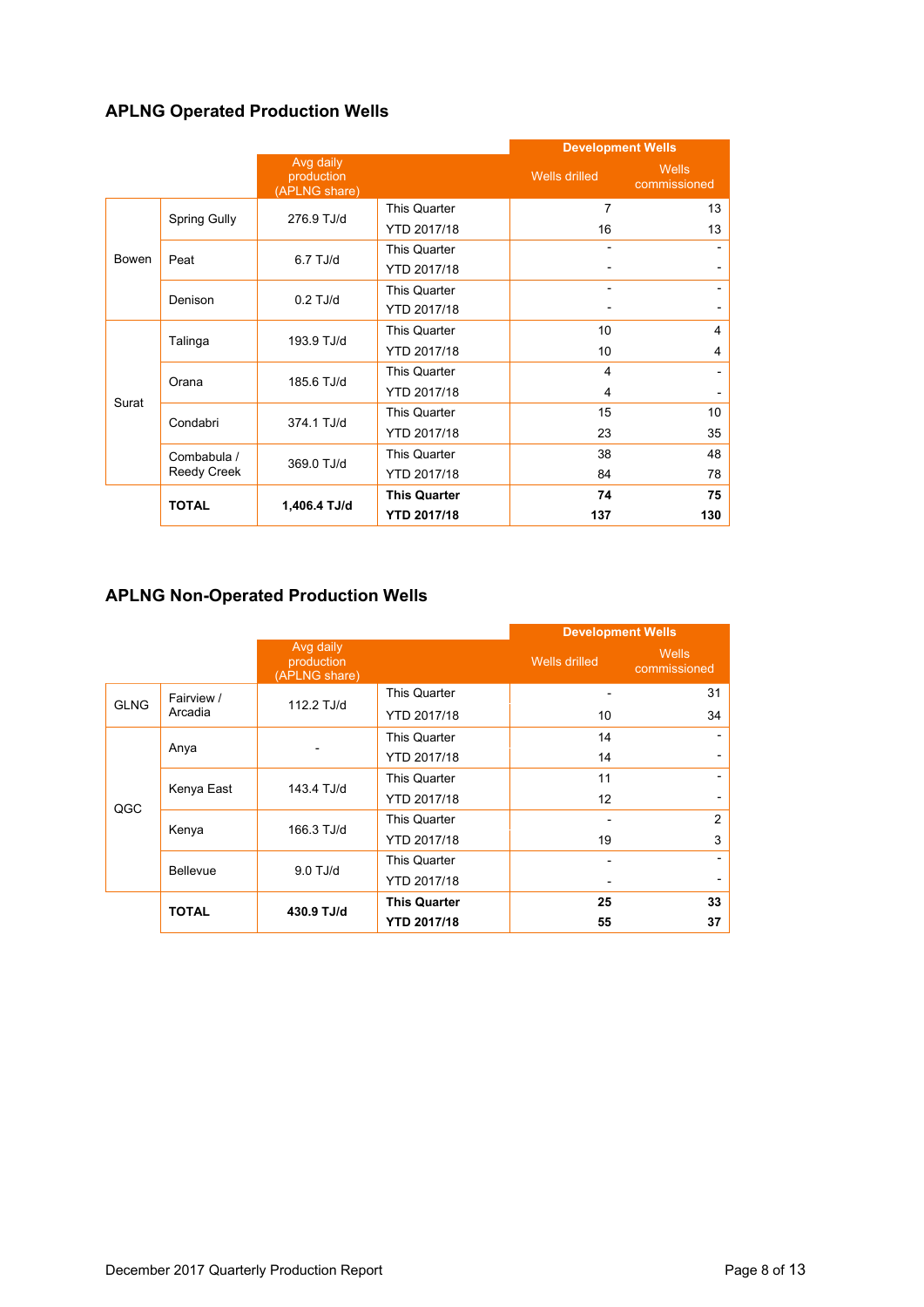## APLNG Operated Production Wells

| | | Avg daily production (APLNG share) | | Development Wells | |
|---|---|---|---|---|---|
| | | | | Wells drilled | Wells commissioned |
| Bowen | Spring Gully | 276.9 TJ/d | This Quarter | 7 | 13 |
| | | | YTD 2017/18 | 16 | 13 |
| | Peat | 6.7 TJ/d | This Quarter | - | - |
| | | | YTD 2017/18 | - | - |
| | Denison | 0.2 TJ/d | This Quarter | - | - |
| | | | YTD 2017/18 | - | - |
| Surat | Talinga | 193.9 TJ/d | This Quarter | 10 | 4 |
| | | | YTD 2017/18 | 10 | 4 |
| | Orana | 185.6 TJ/d | This Quarter | 4 | - |
| | | | YTD 2017/18 | 4 | - |
| | Condabri | 374.1 TJ/d | This Quarter | 15 | 10 |
| | | | YTD 2017/18 | 23 | 35 |
| | Combabula / Reedy Creek | 369.0 TJ/d | This Quarter | 38 | 48 |
| | | | YTD 2017/18 | 84 | 78 |
| | **TOTAL** | **1,406.4 TJ/d** | **This Quarter** | **74** | **75** |
| | | | **YTD 2017/18** | **137** | **130** |

## APLNG Non-Operated Production Wells

| | | Avg daily production (APLNG share) | | Development Wells | |
|---|---|---|---|---|---|
| | | | | Wells drilled | Wells commissioned |
| GLNG | Fairview / Arcadia | 112.2 TJ/d | This Quarter | - | 31 |
| | | | YTD 2017/18 | 10 | 34 |
| QGC | Anya | - | This Quarter | 14 | - |
| | | | YTD 2017/18 | 14 | - |
| | Kenya East | 143.4 TJ/d | This Quarter | 11 | - |
| | | | YTD 2017/18 | 12 | - |
| | Kenya | 166.3 TJ/d | This Quarter | - | 2 |
| | | | YTD 2017/18 | 19 | 3 |
| | Bellevue | 9.0 TJ/d | This Quarter | - | - |
| | | | YTD 2017/18 | - | - |
| | **TOTAL** | **430.9 TJ/d** | **This Quarter** | **25** | **33** |
| | | | **YTD 2017/18** | **55** | **37** |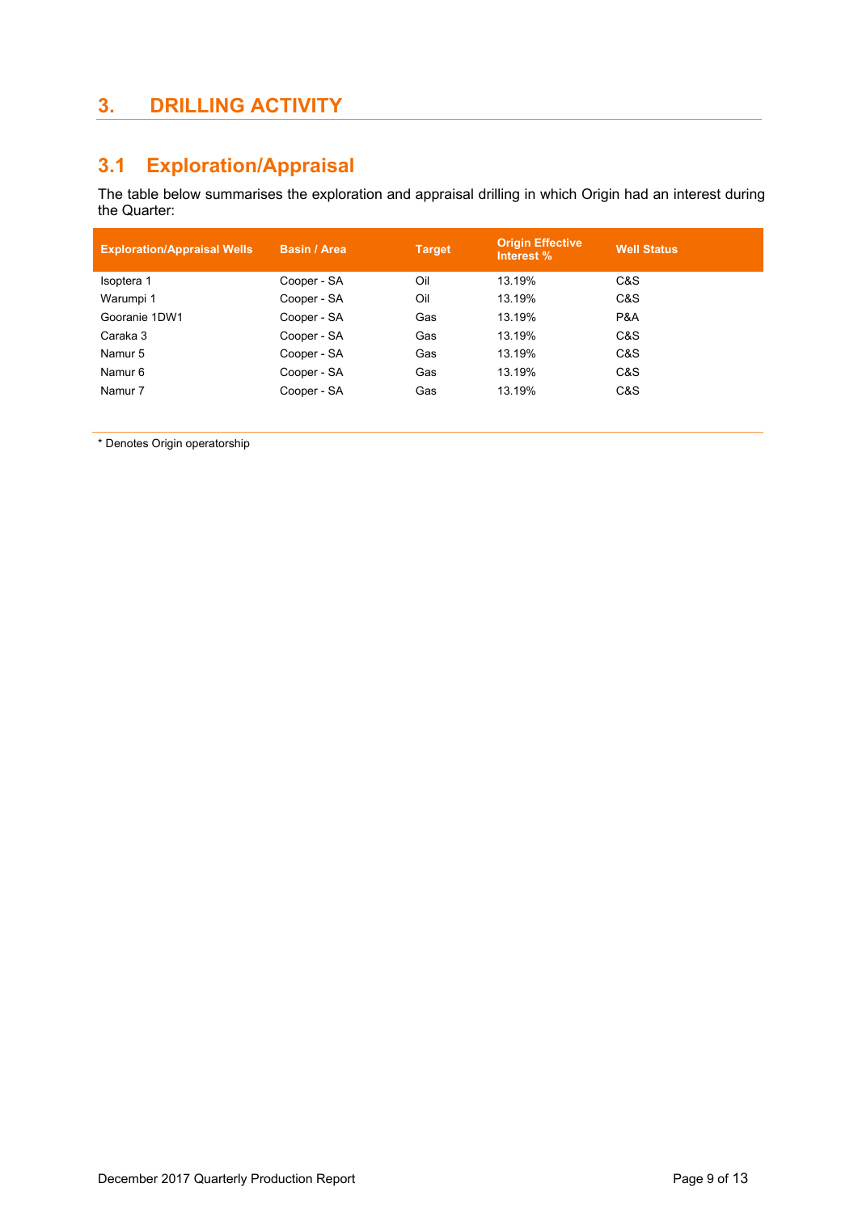# 3. DRILLING ACTIVITY

## 3.1 Exploration/Appraisal

The table below summarises the exploration and appraisal drilling in which Origin had an interest during the Quarter:

| Exploration/Appraisal Wells | Basin / Area | Target | Origin Effective Interest % | Well Status |
|---|---|---|---|---|
| Isoptera 1 | Cooper - SA | Oil | 13.19% | C&S |
| Warumpi 1 | Cooper - SA | Oil | 13.19% | C&S |
| Gooranie 1DW1 | Cooper - SA | Gas | 13.19% | P&A |
| Caraka 3 | Cooper - SA | Gas | 13.19% | C&S |
| Namur 5 | Cooper - SA | Gas | 13.19% | C&S |
| Namur 6 | Cooper - SA | Gas | 13.19% | C&S |
| Namur 7 | Cooper - SA | Gas | 13.19% | C&S |

* Denotes Origin operatorship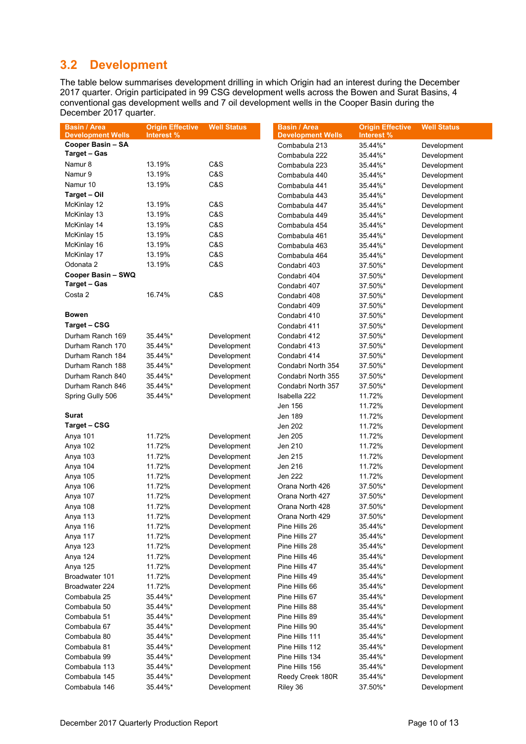## 3.2 Development

The table below summarises development drilling in which Origin had an interest during the December 2017 quarter. Origin participated in 99 CSG development wells across the Bowen and Surat Basins, 4 conventional gas development wells and 7 oil development wells in the Cooper Basin during the December 2017 quarter.

| Basin / Area Development Wells | Origin Effective Interest % | Well Status |
|---|---|---|
| **Cooper Basin – SA** | | |
| **Target – Gas** | | |
| Namur 8 | 13.19% | C&S |
| Namur 9 | 13.19% | C&S |
| Namur 10 | 13.19% | C&S |
| **Target – Oil** | | |
| McKinlay 12 | 13.19% | C&S |
| McKinlay 13 | 13.19% | C&S |
| McKinlay 14 | 13.19% | C&S |
| McKinlay 15 | 13.19% | C&S |
| McKinlay 16 | 13.19% | C&S |
| McKinlay 17 | 13.19% | C&S |
| Odonata 2 | 13.19% | C&S |
| **Cooper Basin – SWQ** | | |
| **Target – Gas** | | |
| Costa 2 | 16.74% | C&S |
| **Bowen** | | |
| **Target – CSG** | | |
| Durham Ranch 169 | 35.44%* | Development |
| Durham Ranch 170 | 35.44%* | Development |
| Durham Ranch 184 | 35.44%* | Development |
| Durham Ranch 188 | 35.44%* | Development |
| Durham Ranch 840 | 35.44%* | Development |
| Durham Ranch 846 | 35.44%* | Development |
| Spring Gully 506 | 35.44%* | Development |
| **Surat** | | |
| **Target – CSG** | | |
| Anya 101 | 11.72% | Development |
| Anya 102 | 11.72% | Development |
| Anya 103 | 11.72% | Development |
| Anya 104 | 11.72% | Development |
| Anya 105 | 11.72% | Development |
| Anya 106 | 11.72% | Development |
| Anya 107 | 11.72% | Development |
| Anya 108 | 11.72% | Development |
| Anya 113 | 11.72% | Development |
| Anya 116 | 11.72% | Development |
| Anya 117 | 11.72% | Development |
| Anya 123 | 11.72% | Development |
| Anya 124 | 11.72% | Development |
| Anya 125 | 11.72% | Development |
| Broadwater 101 | 11.72% | Development |
| Broadwater 224 | 11.72% | Development |
| Combabula 25 | 35.44%* | Development |
| Combabula 50 | 35.44%* | Development |
| Combabula 51 | 35.44%* | Development |
| Combabula 67 | 35.44%* | Development |
| Combabula 80 | 35.44%* | Development |
| Combabula 81 | 35.44%* | Development |
| Combabula 99 | 35.44%* | Development |
| Combabula 113 | 35.44%* | Development |
| Combabula 145 | 35.44%* | Development |
| Combabula 146 | 35.44%* | Development |
| Combabula 213 | 35.44%* | Development |
| Combabula 222 | 35.44%* | Development |
| Combabula 223 | 35.44%* | Development |
| Combabula 440 | 35.44%* | Development |
| Combabula 441 | 35.44%* | Development |
| Combabula 443 | 35.44%* | Development |
| Combabula 447 | 35.44%* | Development |
| Combabula 449 | 35.44%* | Development |
| Combabula 454 | 35.44%* | Development |
| Combabula 461 | 35.44%* | Development |
| Combabula 463 | 35.44%* | Development |
| Combabula 464 | 35.44%* | Development |
| Condabri 403 | 37.50%* | Development |
| Condabri 404 | 37.50%* | Development |
| Condabri 407 | 37.50%* | Development |
| Condabri 408 | 37.50%* | Development |
| Condabri 409 | 37.50%* | Development |
| Condabri 410 | 37.50%* | Development |
| Condabri 411 | 37.50%* | Development |
| Condabri 412 | 37.50%* | Development |
| Condabri 413 | 37.50%* | Development |
| Condabri 414 | 37.50%* | Development |
| Condabri North 354 | 37.50%* | Development |
| Condabri North 355 | 37.50%* | Development |
| Condabri North 357 | 37.50%* | Development |
| Isabella 222 | 11.72% | Development |
| Jen 156 | 11.72% | Development |
| Jen 189 | 11.72% | Development |
| Jen 202 | 11.72% | Development |
| Jen 205 | 11.72% | Development |
| Jen 210 | 11.72% | Development |
| Jen 215 | 11.72% | Development |
| Jen 216 | 11.72% | Development |
| Jen 222 | 11.72% | Development |
| Orana North 426 | 37.50%* | Development |
| Orana North 427 | 37.50%* | Development |
| Orana North 428 | 37.50%* | Development |
| Orana North 429 | 37.50%* | Development |
| Pine Hills 26 | 35.44%* | Development |
| Pine Hills 27 | 35.44%* | Development |
| Pine Hills 28 | 35.44%* | Development |
| Pine Hills 46 | 35.44%* | Development |
| Pine Hills 47 | 35.44%* | Development |
| Pine Hills 49 | 35.44%* | Development |
| Pine Hills 66 | 35.44%* | Development |
| Pine Hills 67 | 35.44%* | Development |
| Pine Hills 88 | 35.44%* | Development |
| Pine Hills 89 | 35.44%* | Development |
| Pine Hills 90 | 35.44%* | Development |
| Pine Hills 111 | 35.44%* | Development |
| Pine Hills 112 | 35.44%* | Development |
| Pine Hills 134 | 35.44%* | Development |
| Pine Hills 156 | 35.44%* | Development |
| Reedy Creek 180R | 35.44%* | Development |
| Riley 36 | 37.50%* | Development |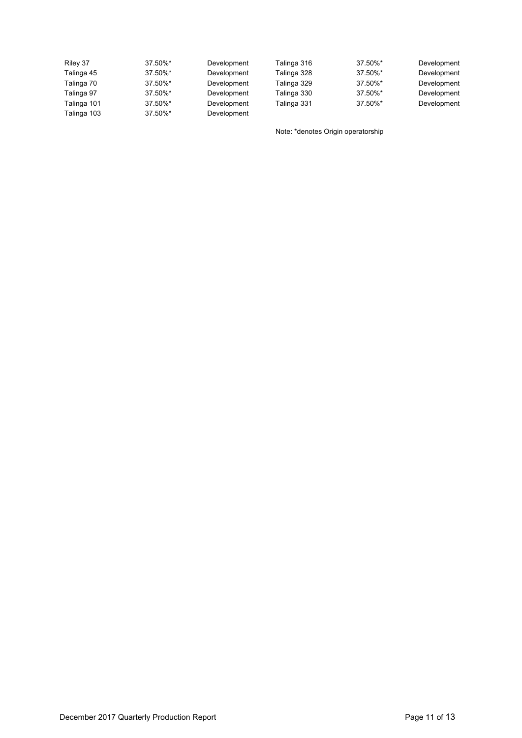| | | |
|---|---|---|
| Riley 37 | 37.50%* | Development |
| Talinga 45 | 37.50%* | Development |
| Talinga 70 | 37.50%* | Development |
| Talinga 97 | 37.50%* | Development |
| Talinga 101 | 37.50%* | Development |
| Talinga 103 | 37.50%* | Development |
| Talinga 316 | 37.50%* | Development |
| Talinga 328 | 37.50%* | Development |
| Talinga 329 | 37.50%* | Development |
| Talinga 330 | 37.50%* | Development |
| Talinga 331 | 37.50%* | Development |

Note: *denotes Origin operatorship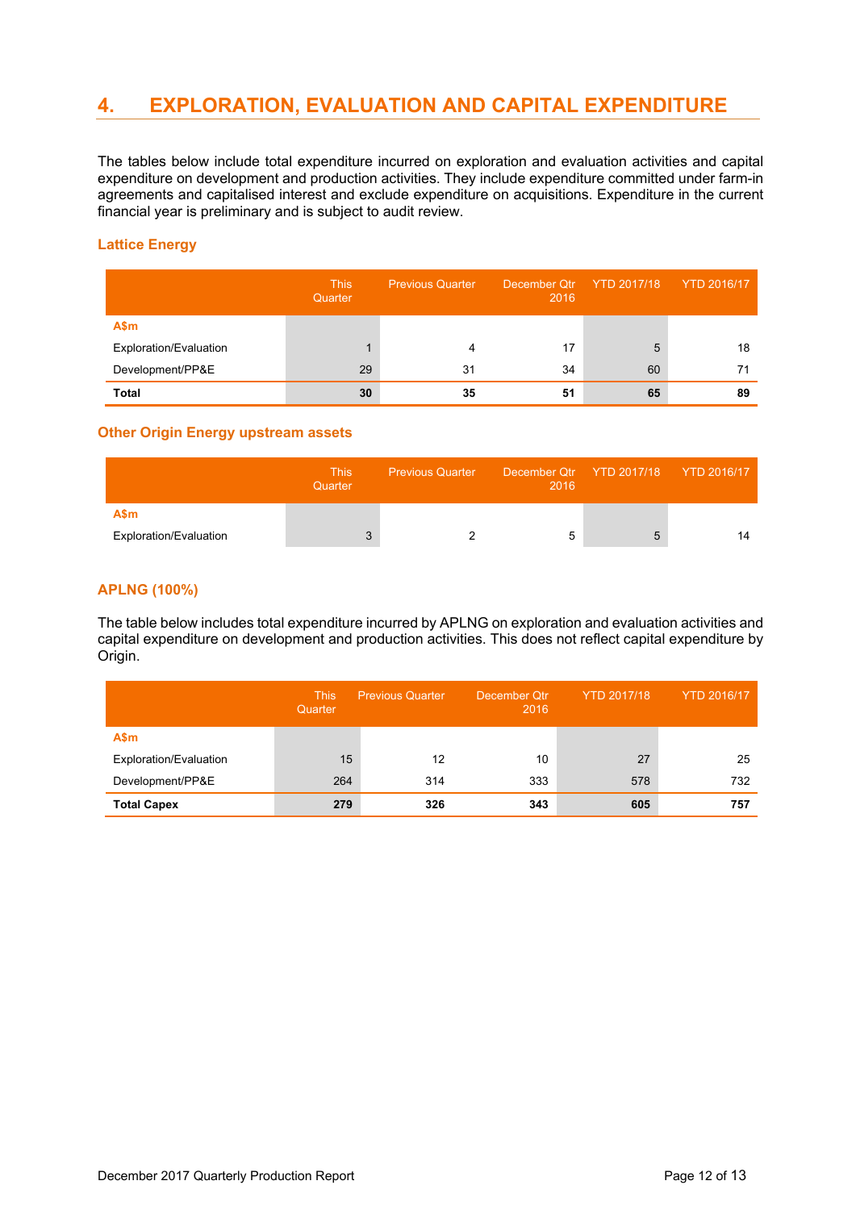# 4. EXPLORATION, EVALUATION AND CAPITAL EXPENDITURE

The tables below include total expenditure incurred on exploration and evaluation activities and capital expenditure on development and production activities. They include expenditure committed under farm-in agreements and capitalised interest and exclude expenditure on acquisitions. Expenditure in the current financial year is preliminary and is subject to audit review.

### Lattice Energy

| | This Quarter | Previous Quarter | December Qtr 2016 | YTD 2017/18 | YTD 2016/17 |
|---|---|---|---|---|---|
| **A$m** | | | | | |
| Exploration/Evaluation | 1 | 4 | 17 | 5 | 18 |
| Development/PP&E | 29 | 31 | 34 | 60 | 71 |
| **Total** | **30** | **35** | **51** | **65** | **89** |

### Other Origin Energy upstream assets

| | This Quarter | Previous Quarter | December Qtr 2016 | YTD 2017/18 | YTD 2016/17 |
|---|---|---|---|---|---|
| **A$m** | | | | | |
| Exploration/Evaluation | 3 | 2 | 5 | 5 | 14 |

### APLNG (100%)

The table below includes total expenditure incurred by APLNG on exploration and evaluation activities and capital expenditure on development and production activities. This does not reflect capital expenditure by Origin.

| | This Quarter | Previous Quarter | December Qtr 2016 | YTD 2017/18 | YTD 2016/17 |
|---|---|---|---|---|---|
| **A$m** | | | | | |
| Exploration/Evaluation | 15 | 12 | 10 | 27 | 25 |
| Development/PP&E | 264 | 314 | 333 | 578 | 732 |
| **Total Capex** | **279** | **326** | **343** | **605** | **757** |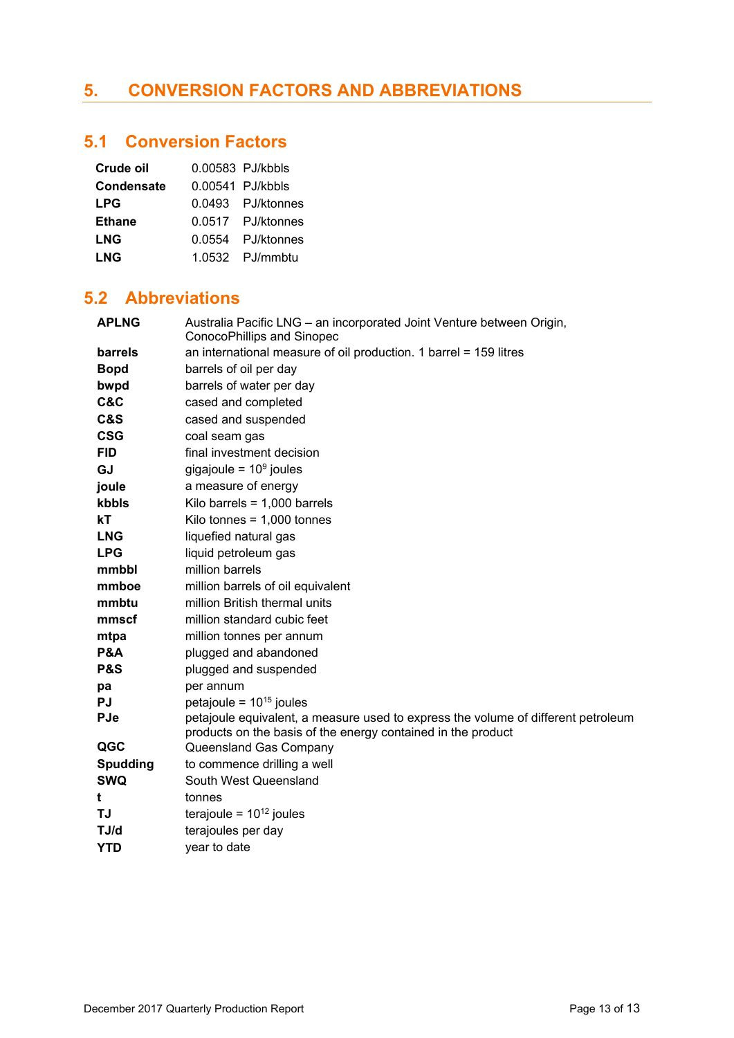# 5. CONVERSION FACTORS AND ABBREVIATIONS

## 5.1 Conversion Factors

| | | |
|---|---|---|
| **Crude oil** | 0.00583 | PJ/kbbls |
| **Condensate** | 0.00541 | PJ/kbbls |
| **LPG** | 0.0493 | PJ/ktonnes |
| **Ethane** | 0.0517 | PJ/ktonnes |
| **LNG** | 0.0554 | PJ/ktonnes |
| **LNG** | 1.0532 | PJ/mmbtu |

## 5.2 Abbreviations

| | |
|---|---|
| **APLNG** | Australia Pacific LNG – an incorporated Joint Venture between Origin, ConocoPhillips and Sinopec |
| **barrels** | an international measure of oil production. 1 barrel = 159 litres |
| **Bopd** | barrels of oil per day |
| **bwpd** | barrels of water per day |
| **C&C** | cased and completed |
| **C&S** | cased and suspended |
| **CSG** | coal seam gas |
| **FID** | final investment decision |
| **GJ** | gigajoule = $10^9$ joules |
| **joule** | a measure of energy |
| **kbbls** | Kilo barrels = 1,000 barrels |
| **kT** | Kilo tonnes = 1,000 tonnes |
| **LNG** | liquefied natural gas |
| **LPG** | liquid petroleum gas |
| **mmbbl** | million barrels |
| **mmboe** | million barrels of oil equivalent |
| **mmbtu** | million British thermal units |
| **mmscf** | million standard cubic feet |
| **mtpa** | million tonnes per annum |
| **P&A** | plugged and abandoned |
| **P&S** | plugged and suspended |
| **pa** | per annum |
| **PJ** | petajoule = $10^{15}$ joules |
| **PJe** | petajoule equivalent, a measure used to express the volume of different petroleum products on the basis of the energy contained in the product |
| **QGC** | Queensland Gas Company |
| **Spudding** | to commence drilling a well |
| **SWQ** | South West Queensland |
| **t** | tonnes |
| **TJ** | terajoule = $10^{12}$ joules |
| **TJ/d** | terajoules per day |
| **YTD** | year to date |